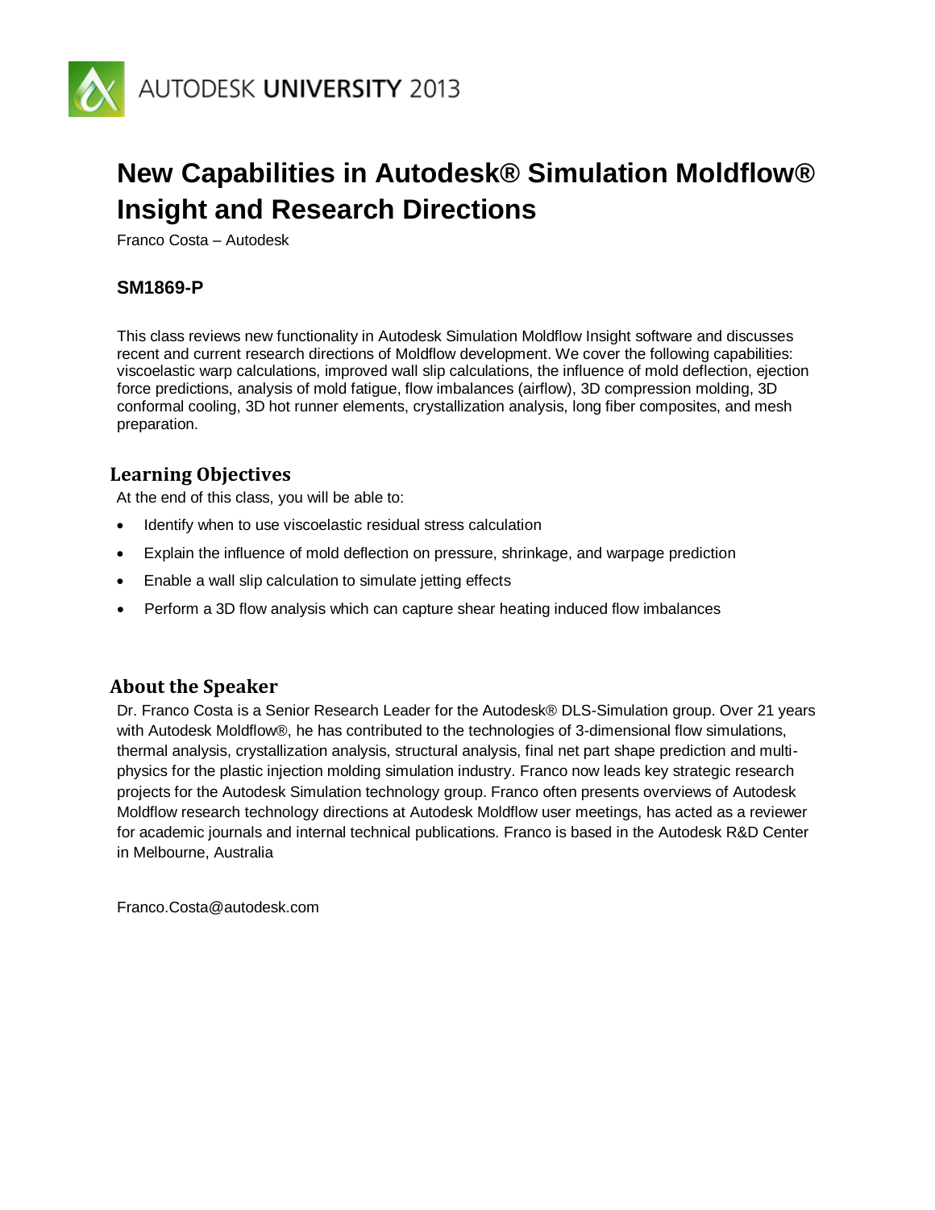AUTODESK UNIVERSITY 2013

# New Capabilities in Autodesk® Simulation Moldflow® Insight and Research Directions

Franco Costa – Autodesk

### SM1869-P

This class reviews new functionality in Autodesk Simulation Moldflow Insight software and discusses recent and current research directions of Moldflow development. We cover the following capabilities: viscoelastic warp calculations, improved wall slip calculations, the influence of mold deflection, ejection force predictions, analysis of mold fatigue, flow imbalances (airflow), 3D compression molding, 3D conformal cooling, 3D hot runner elements, crystallization analysis, long fiber composites, and mesh preparation.

## Learning Objectives

At the end of this class, you will be able to:

- Identify when to use viscoelastic residual stress calculation
- Explain the influence of mold deflection on pressure, shrinkage, and warpage prediction
- Enable a wall slip calculation to simulate jetting effects
- Perform a 3D flow analysis which can capture shear heating induced flow imbalances

## About the Speaker

Dr. Franco Costa is a Senior Research Leader for the Autodesk® DLS-Simulation group. Over 21 years with Autodesk Moldflow®, he has contributed to the technologies of 3-dimensional flow simulations, thermal analysis, crystallization analysis, structural analysis, final net part shape prediction and multi-physics for the plastic injection molding simulation industry. Franco now leads key strategic research projects for the Autodesk Simulation technology group. Franco often presents overviews of Autodesk Moldflow research technology directions at Autodesk Moldflow user meetings, has acted as a reviewer for academic journals and internal technical publications. Franco is based in the Autodesk R&D Center in Melbourne, Australia

Franco.Costa@autodesk.com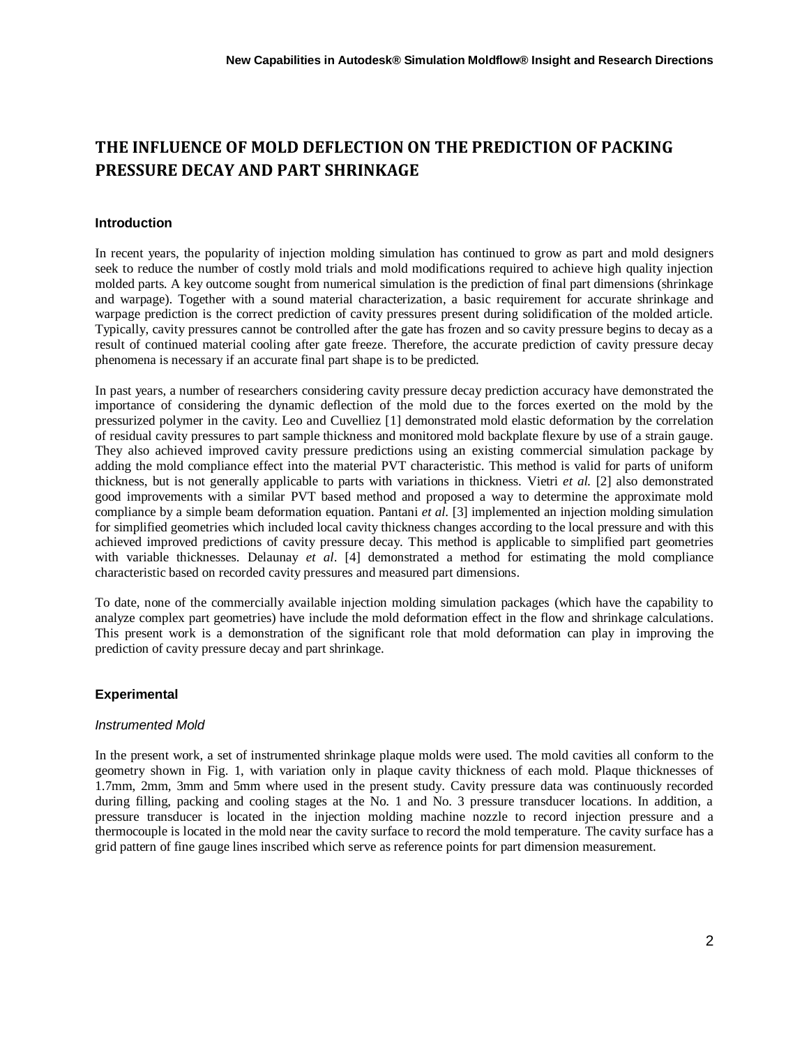# THE INFLUENCE OF MOLD DEFLECTION ON THE PREDICTION OF PACKING PRESSURE DECAY AND PART SHRINKAGE

## Introduction

In recent years, the popularity of injection molding simulation has continued to grow as part and mold designers seek to reduce the number of costly mold trials and mold modifications required to achieve high quality injection molded parts. A key outcome sought from numerical simulation is the prediction of final part dimensions (shrinkage and warpage). Together with a sound material characterization, a basic requirement for accurate shrinkage and warpage prediction is the correct prediction of cavity pressures present during solidification of the molded article. Typically, cavity pressures cannot be controlled after the gate has frozen and so cavity pressure begins to decay as a result of continued material cooling after gate freeze. Therefore, the accurate prediction of cavity pressure decay phenomena is necessary if an accurate final part shape is to be predicted.

In past years, a number of researchers considering cavity pressure decay prediction accuracy have demonstrated the importance of considering the dynamic deflection of the mold due to the forces exerted on the mold by the pressurized polymer in the cavity. Leo and Cuvelliez [1] demonstrated mold elastic deformation by the correlation of residual cavity pressures to part sample thickness and monitored mold backplate flexure by use of a strain gauge. They also achieved improved cavity pressure predictions using an existing commercial simulation package by adding the mold compliance effect into the material PVT characteristic. This method is valid for parts of uniform thickness, but is not generally applicable to parts with variations in thickness. Vietri *et al.* [2] also demonstrated good improvements with a similar PVT based method and proposed a way to determine the approximate mold compliance by a simple beam deformation equation. Pantani *et al.* [3] implemented an injection molding simulation for simplified geometries which included local cavity thickness changes according to the local pressure and with this achieved improved predictions of cavity pressure decay. This method is applicable to simplified part geometries with variable thicknesses. Delaunay *et al*. [4] demonstrated a method for estimating the mold compliance characteristic based on recorded cavity pressures and measured part dimensions.

To date, none of the commercially available injection molding simulation packages (which have the capability to analyze complex part geometries) have include the mold deformation effect in the flow and shrinkage calculations. This present work is a demonstration of the significant role that mold deformation can play in improving the prediction of cavity pressure decay and part shrinkage.

## Experimental

### *Instrumented Mold*

In the present work, a set of instrumented shrinkage plaque molds were used. The mold cavities all conform to the geometry shown in Fig. 1, with variation only in plaque cavity thickness of each mold. Plaque thicknesses of 1.7mm, 2mm, 3mm and 5mm where used in the present study. Cavity pressure data was continuously recorded during filling, packing and cooling stages at the No. 1 and No. 3 pressure transducer locations. In addition, a pressure transducer is located in the injection molding machine nozzle to record injection pressure and a thermocouple is located in the mold near the cavity surface to record the mold temperature. The cavity surface has a grid pattern of fine gauge lines inscribed which serve as reference points for part dimension measurement.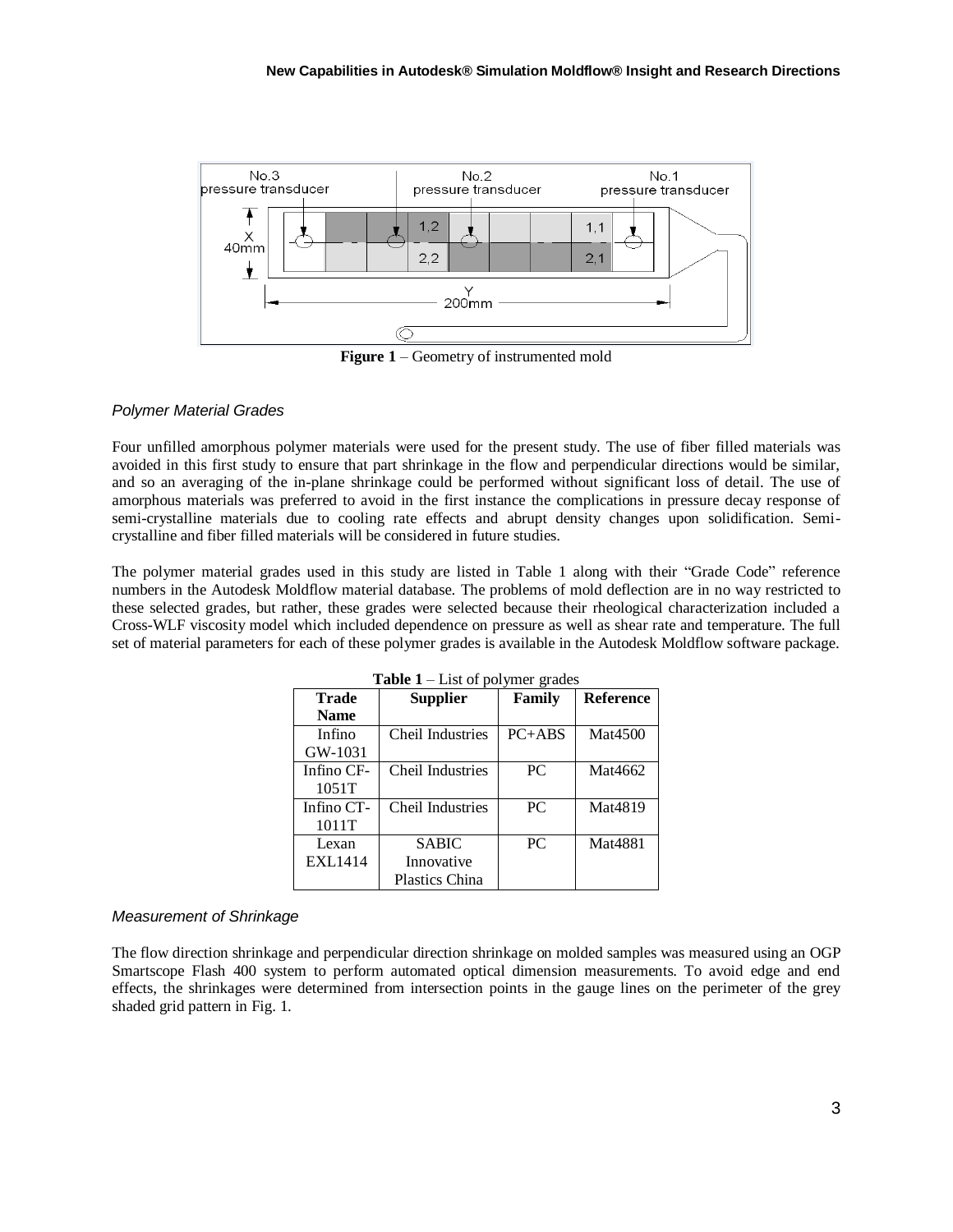Figure 1 – Geometry of instrumented mold

### *Polymer Material Grades*

Four unfilled amorphous polymer materials were used for the present study. The use of fiber filled materials was avoided in this first study to ensure that part shrinkage in the flow and perpendicular directions would be similar, and so an averaging of the in-plane shrinkage could be performed without significant loss of detail. The use of amorphous materials was preferred to avoid in the first instance the complications in pressure decay response of semi-crystalline materials due to cooling rate effects and abrupt density changes upon solidification. Semi-crystalline and fiber filled materials will be considered in future studies.

The polymer material grades used in this study are listed in Table 1 along with their "Grade Code" reference numbers in the Autodesk Moldflow material database. The problems of mold deflection are in no way restricted to these selected grades, but rather, these grades were selected because their rheological characterization included a Cross-WLF viscosity model which included dependence on pressure as well as shear rate and temperature. The full set of material parameters for each of these polymer grades is available in the Autodesk Moldflow software package.

**Table 1** – List of polymer grades

| Trade Name | Supplier | Family | Reference |
|---|---|---|---|
| Infino GW-1031 | Cheil Industries | PC+ABS | Mat4500 |
| Infino CF-1051T | Cheil Industries | PC | Mat4662 |
| Infino CT-1011T | Cheil Industries | PC | Mat4819 |
| Lexan EXL1414 | SABIC Innovative Plastics China | PC | Mat4881 |

### *Measurement of Shrinkage*

The flow direction shrinkage and perpendicular direction shrinkage on molded samples was measured using an OGP Smartscope Flash 400 system to perform automated optical dimension measurements. To avoid edge and end effects, the shrinkages were determined from intersection points in the gauge lines on the perimeter of the grey shaded grid pattern in Fig. 1.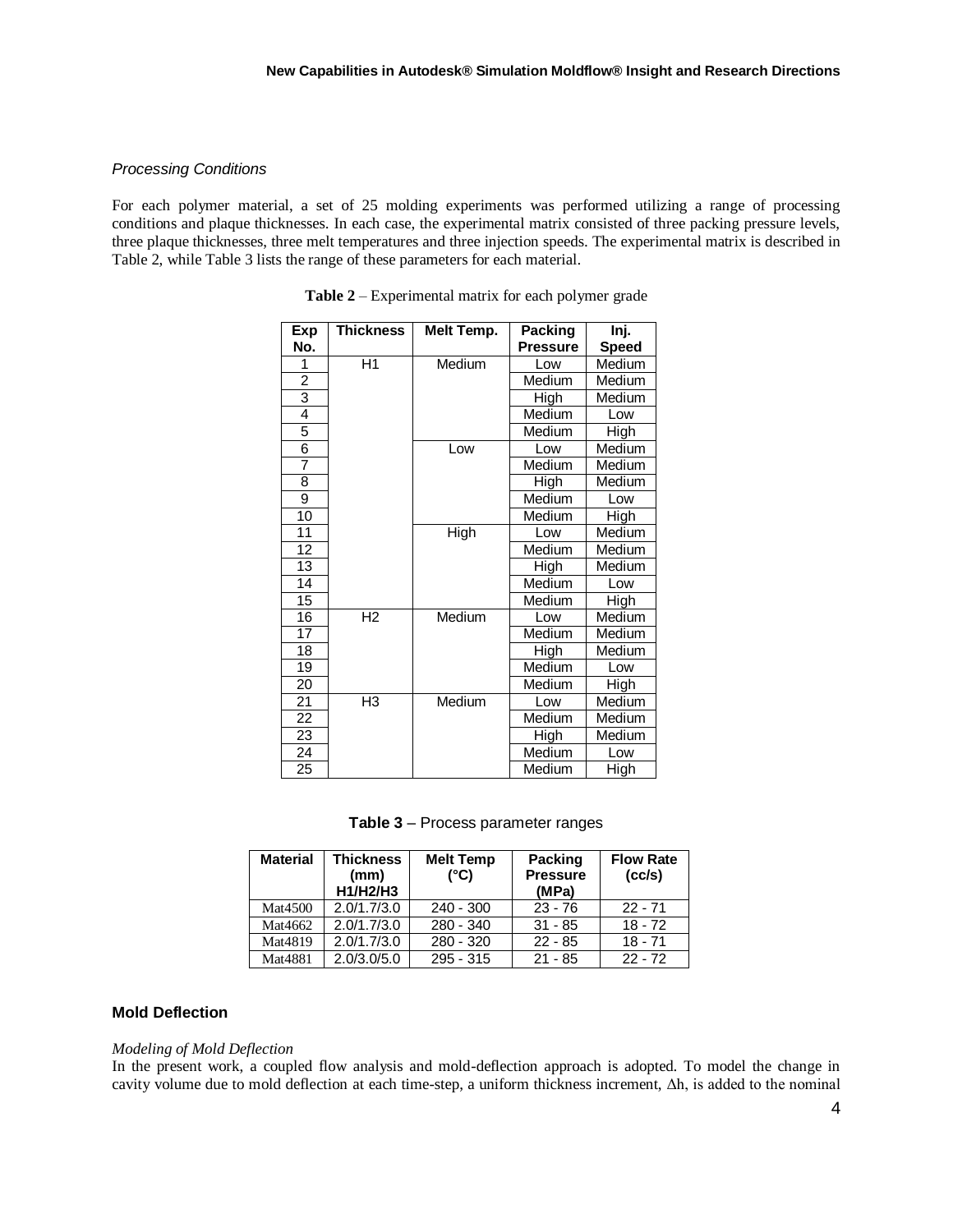### *Processing Conditions*

For each polymer material, a set of 25 molding experiments was performed utilizing a range of processing conditions and plaque thicknesses. In each case, the experimental matrix consisted of three packing pressure levels, three plaque thicknesses, three melt temperatures and three injection speeds. The experimental matrix is described in Table 2, while Table 3 lists the range of these parameters for each material.

**Table 2** – Experimental matrix for each polymer grade

| Exp No. | Thickness | Melt Temp. | Packing Pressure | Inj. Speed |
|---|---|---|---|---|
| 1 | H1 | Medium | Low | Medium |
| 2 | | | Medium | Medium |
| 3 | | | High | Medium |
| 4 | | | Medium | Low |
| 5 | | | Medium | High |
| 6 | | Low | Low | Medium |
| 7 | | | Medium | Medium |
| 8 | | | High | Medium |
| 9 | | | Medium | Low |
| 10 | | | Medium | High |
| 11 | | High | Low | Medium |
| 12 | | | Medium | Medium |
| 13 | | | High | Medium |
| 14 | | | Medium | Low |
| 15 | | | Medium | High |
| 16 | H2 | Medium | Low | Medium |
| 17 | | | Medium | Medium |
| 18 | | | High | Medium |
| 19 | | | Medium | Low |
| 20 | | | Medium | High |
| 21 | H3 | Medium | Low | Medium |
| 22 | | | Medium | Medium |
| 23 | | | High | Medium |
| 24 | | | Medium | Low |
| 25 | | | Medium | High |

**Table 3** – Process parameter ranges

| Material | Thickness (mm) H1/H2/H3 | Melt Temp (°C) | Packing Pressure (MPa) | Flow Rate (cc/s) |
|---|---|---|---|---|
| Mat4500 | 2.0/1.7/3.0 | 240 - 300 | 23 - 76 | 22 - 71 |
| Mat4662 | 2.0/1.7/3.0 | 280 - 340 | 31 - 85 | 18 - 72 |
| Mat4819 | 2.0/1.7/3.0 | 280 - 320 | 22 - 85 | 18 - 71 |
| Mat4881 | 2.0/3.0/5.0 | 295 - 315 | 21 - 85 | 22 - 72 |

## Mold Deflection

*Modeling of Mold Deflection*

In the present work, a coupled flow analysis and mold-deflection approach is adopted. To model the change in cavity volume due to mold deflection at each time-step, a uniform thickness increment, $\Delta h$, is added to the nominal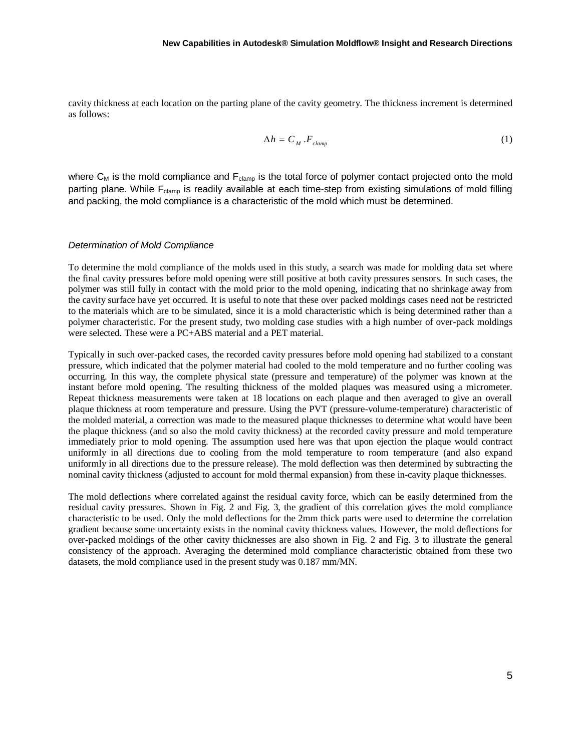cavity thickness at each location on the parting plane of the cavity geometry. The thickness increment is determined as follows:

$$\Delta h = C_M . F_{clamp} \tag{1}$$

where $C_M$ is the mold compliance and $F_{clamp}$ is the total force of polymer contact projected onto the mold parting plane. While $F_{clamp}$ is readily available at each time-step from existing simulations of mold filling and packing, the mold compliance is a characteristic of the mold which must be determined.

### *Determination of Mold Compliance*

To determine the mold compliance of the molds used in this study, a search was made for molding data set where the final cavity pressures before mold opening were still positive at both cavity pressures sensors. In such cases, the polymer was still fully in contact with the mold prior to the mold opening, indicating that no shrinkage away from the cavity surface have yet occurred. It is useful to note that these over packed moldings cases need not be restricted to the materials which are to be simulated, since it is a mold characteristic which is being determined rather than a polymer characteristic. For the present study, two molding case studies with a high number of over-pack moldings were selected. These were a PC+ABS material and a PET material.

Typically in such over-packed cases, the recorded cavity pressures before mold opening had stabilized to a constant pressure, which indicated that the polymer material had cooled to the mold temperature and no further cooling was occurring. In this way, the complete physical state (pressure and temperature) of the polymer was known at the instant before mold opening. The resulting thickness of the molded plaques was measured using a micrometer. Repeat thickness measurements were taken at 18 locations on each plaque and then averaged to give an overall plaque thickness at room temperature and pressure. Using the PVT (pressure-volume-temperature) characteristic of the molded material, a correction was made to the measured plaque thicknesses to determine what would have been the plaque thickness (and so also the mold cavity thickness) at the recorded cavity pressure and mold temperature immediately prior to mold opening. The assumption used here was that upon ejection the plaque would contract uniformly in all directions due to cooling from the mold temperature to room temperature (and also expand uniformly in all directions due to the pressure release). The mold deflection was then determined by subtracting the nominal cavity thickness (adjusted to account for mold thermal expansion) from these in-cavity plaque thicknesses.

The mold deflections where correlated against the residual cavity force, which can be easily determined from the residual cavity pressures. Shown in Fig. 2 and Fig. 3, the gradient of this correlation gives the mold compliance characteristic to be used. Only the mold deflections for the 2mm thick parts were used to determine the correlation gradient because some uncertainty exists in the nominal cavity thickness values. However, the mold deflections for over-packed moldings of the other cavity thicknesses are also shown in Fig. 2 and Fig. 3 to illustrate the general consistency of the approach. Averaging the determined mold compliance characteristic obtained from these two datasets, the mold compliance used in the present study was 0.187 mm/MN.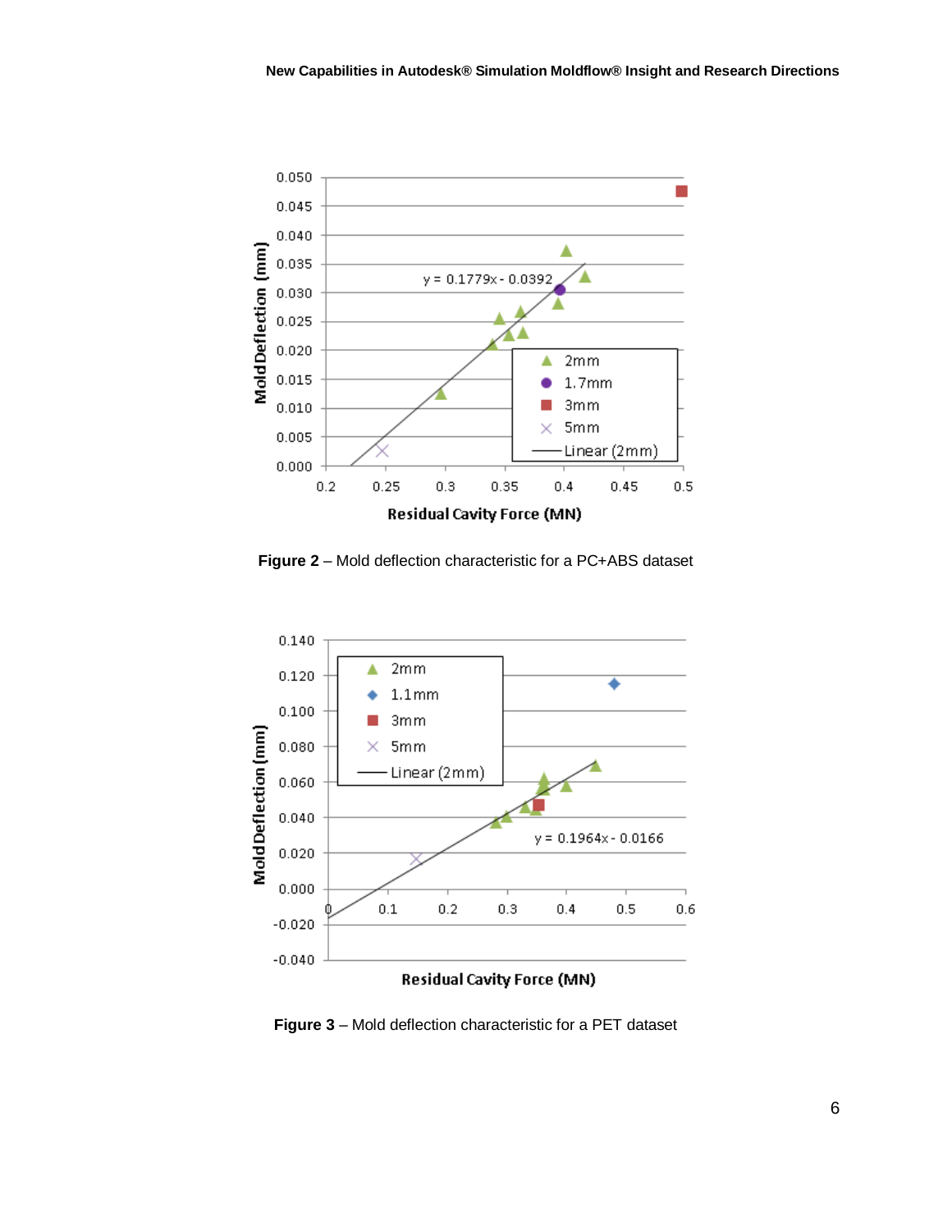Figure 2 – Mold deflection characteristic for a PC+ABS dataset

Figure 3 – Mold deflection characteristic for a PET dataset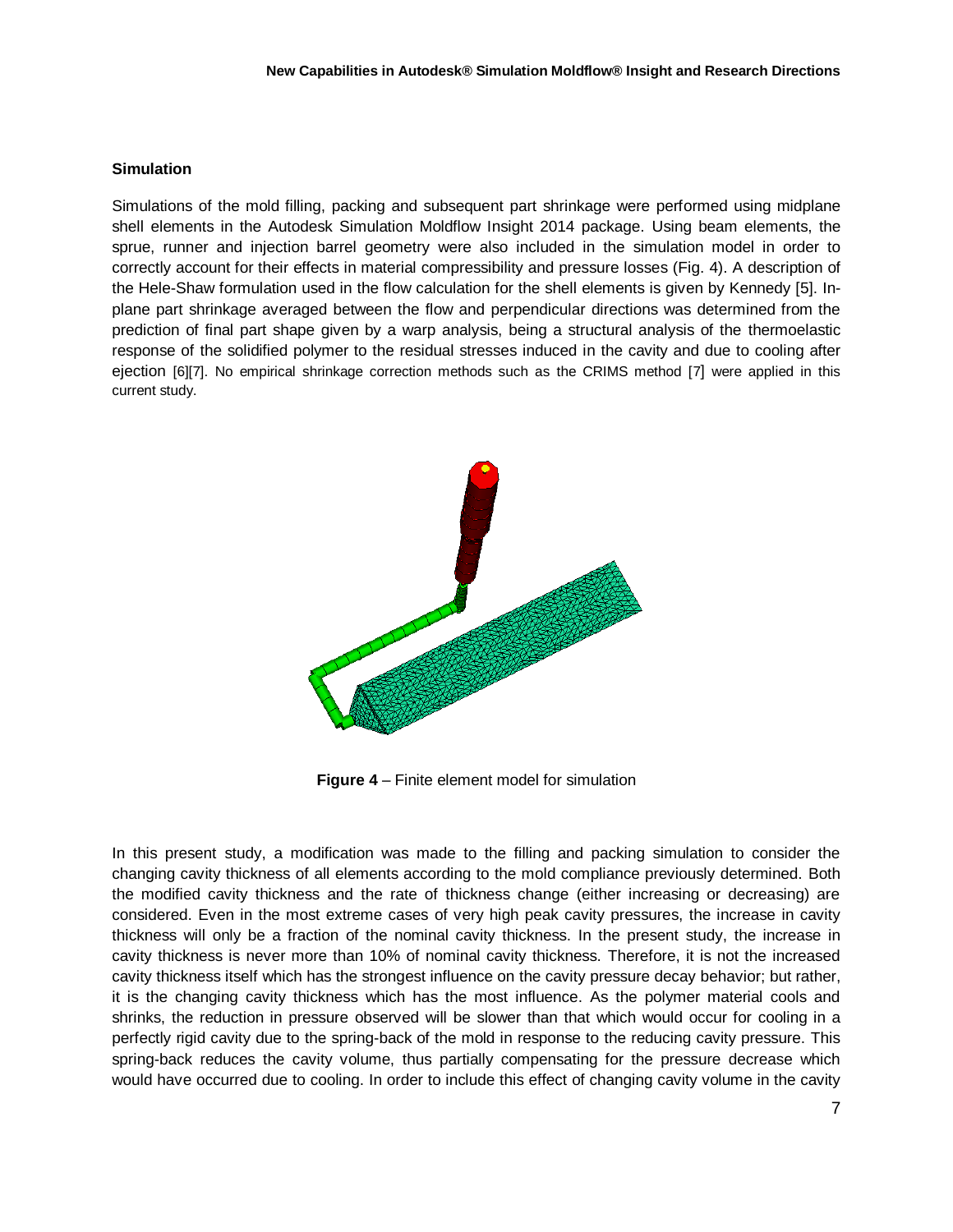### Simulation

Simulations of the mold filling, packing and subsequent part shrinkage were performed using midplane shell elements in the Autodesk Simulation Moldflow Insight 2014 package. Using beam elements, the sprue, runner and injection barrel geometry were also included in the simulation model in order to correctly account for their effects in material compressibility and pressure losses (Fig. 4). A description of the Hele-Shaw formulation used in the flow calculation for the shell elements is given by Kennedy [5]. In-plane part shrinkage averaged between the flow and perpendicular directions was determined from the prediction of final part shape given by a warp analysis, being a structural analysis of the thermoelastic response of the solidified polymer to the residual stresses induced in the cavity and due to cooling after ejection [6][7]. No empirical shrinkage correction methods such as the CRIMS method [7] were applied in this current study.

**Figure 4** – Finite element model for simulation

In this present study, a modification was made to the filling and packing simulation to consider the changing cavity thickness of all elements according to the mold compliance previously determined. Both the modified cavity thickness and the rate of thickness change (either increasing or decreasing) are considered. Even in the most extreme cases of very high peak cavity pressures, the increase in cavity thickness will only be a fraction of the nominal cavity thickness. In the present study, the increase in cavity thickness is never more than 10% of nominal cavity thickness. Therefore, it is not the increased cavity thickness itself which has the strongest influence on the cavity pressure decay behavior; but rather, it is the changing cavity thickness which has the most influence. As the polymer material cools and shrinks, the reduction in pressure observed will be slower than that which would occur for cooling in a perfectly rigid cavity due to the spring-back of the mold in response to the reducing cavity pressure. This spring-back reduces the cavity volume, thus partially compensating for the pressure decrease which would have occurred due to cooling. In order to include this effect of changing cavity volume in the cavity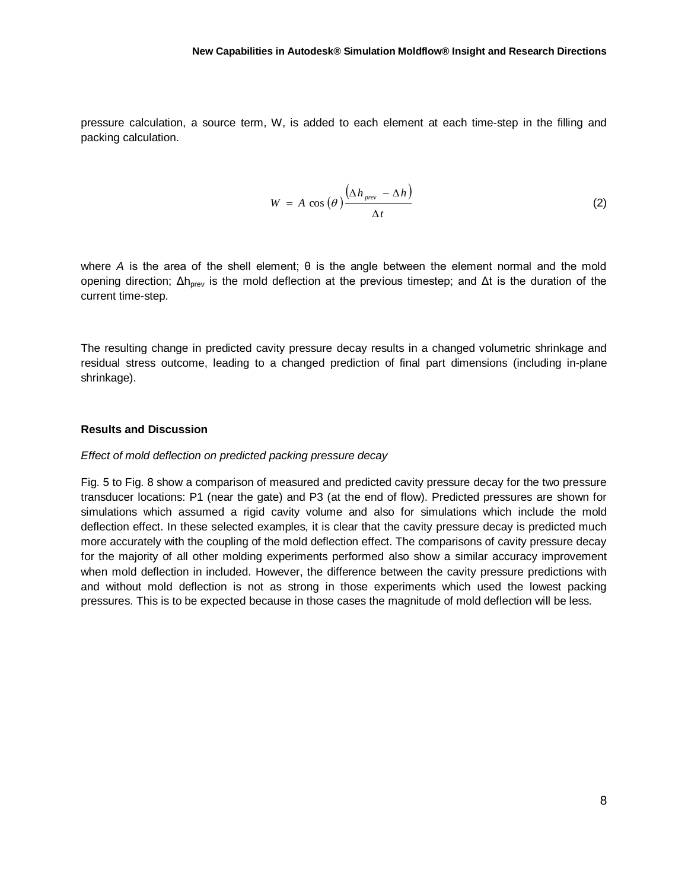pressure calculation, a source term, W, is added to each element at each time-step in the filling and packing calculation.

$$W = A \cos(\theta) \frac{(\Delta h_{prev} - \Delta h)}{\Delta t} \tag{2}$$

where $A$ is the area of the shell element; θ is the angle between the element normal and the mold opening direction; $\Delta h_{prev}$ is the mold deflection at the previous timestep; and Δt is the duration of the current time-step.

The resulting change in predicted cavity pressure decay results in a changed volumetric shrinkage and residual stress outcome, leading to a changed prediction of final part dimensions (including in-plane shrinkage).

## Results and Discussion

### *Effect of mold deflection on predicted packing pressure decay*

Fig. 5 to Fig. 8 show a comparison of measured and predicted cavity pressure decay for the two pressure transducer locations: P1 (near the gate) and P3 (at the end of flow). Predicted pressures are shown for simulations which assumed a rigid cavity volume and also for simulations which include the mold deflection effect. In these selected examples, it is clear that the cavity pressure decay is predicted much more accurately with the coupling of the mold deflection effect. The comparisons of cavity pressure decay for the majority of all other molding experiments performed also show a similar accuracy improvement when mold deflection in included. However, the difference between the cavity pressure predictions with and without mold deflection is not as strong in those experiments which used the lowest packing pressures. This is to be expected because in those cases the magnitude of mold deflection will be less.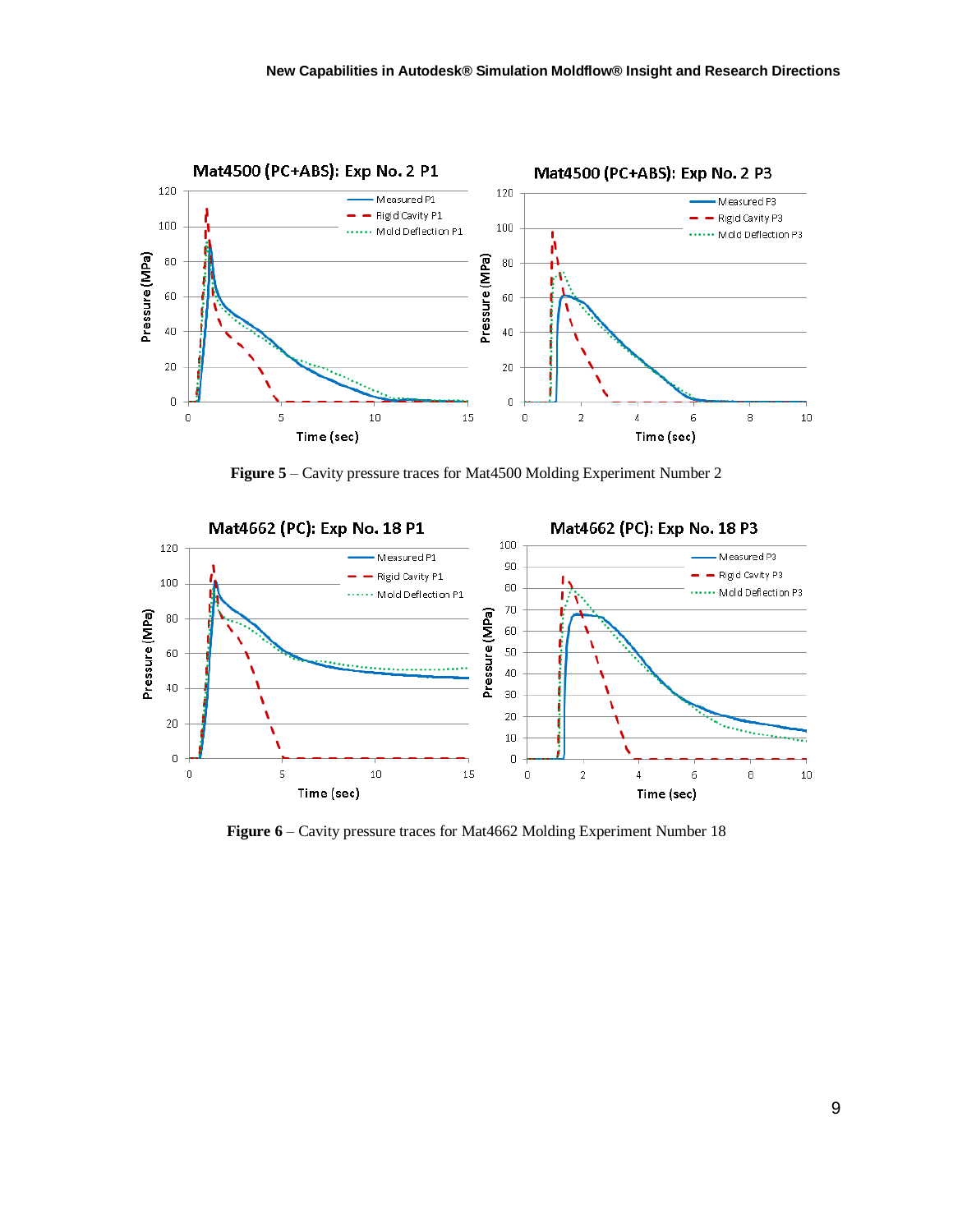**Figure 5** – Cavity pressure traces for Mat4500 Molding Experiment Number 2

**Figure 6** – Cavity pressure traces for Mat4662 Molding Experiment Number 18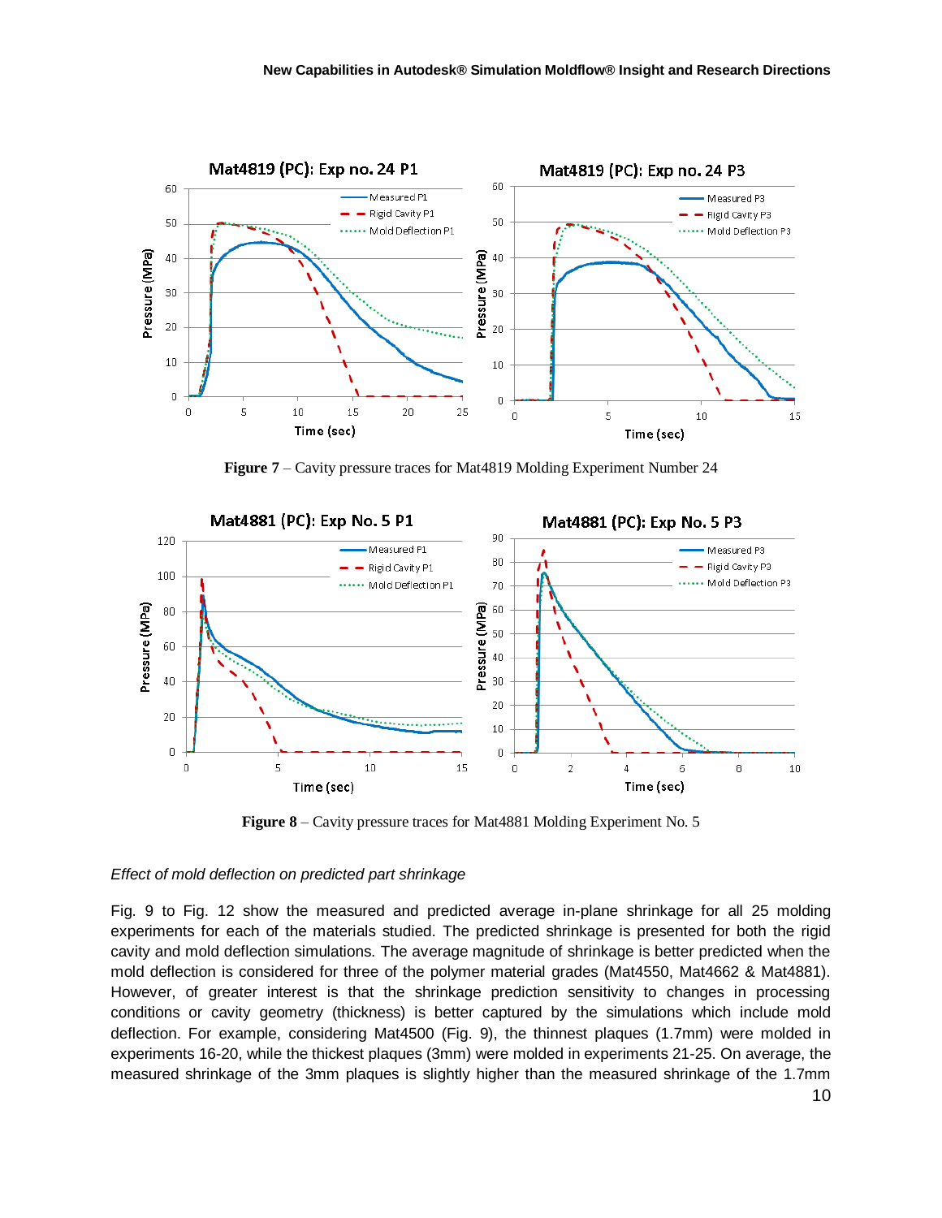**Figure 7** – Cavity pressure traces for Mat4819 Molding Experiment Number 24

**Figure 8** – Cavity pressure traces for Mat4881 Molding Experiment No. 5

*Effect of mold deflection on predicted part shrinkage*

Fig. 9 to Fig. 12 show the measured and predicted average in-plane shrinkage for all 25 molding experiments for each of the materials studied. The predicted shrinkage is presented for both the rigid cavity and mold deflection simulations. The average magnitude of shrinkage is better predicted when the mold deflection is considered for three of the polymer material grades (Mat4550, Mat4662 & Mat4881). However, of greater interest is that the shrinkage prediction sensitivity to changes in processing conditions or cavity geometry (thickness) is better captured by the simulations which include mold deflection. For example, considering Mat4500 (Fig. 9), the thinnest plaques (1.7mm) were molded in experiments 16-20, while the thickest plaques (3mm) were molded in experiments 21-25. On average, the measured shrinkage of the 3mm plaques is slightly higher than the measured shrinkage of the 1.7mm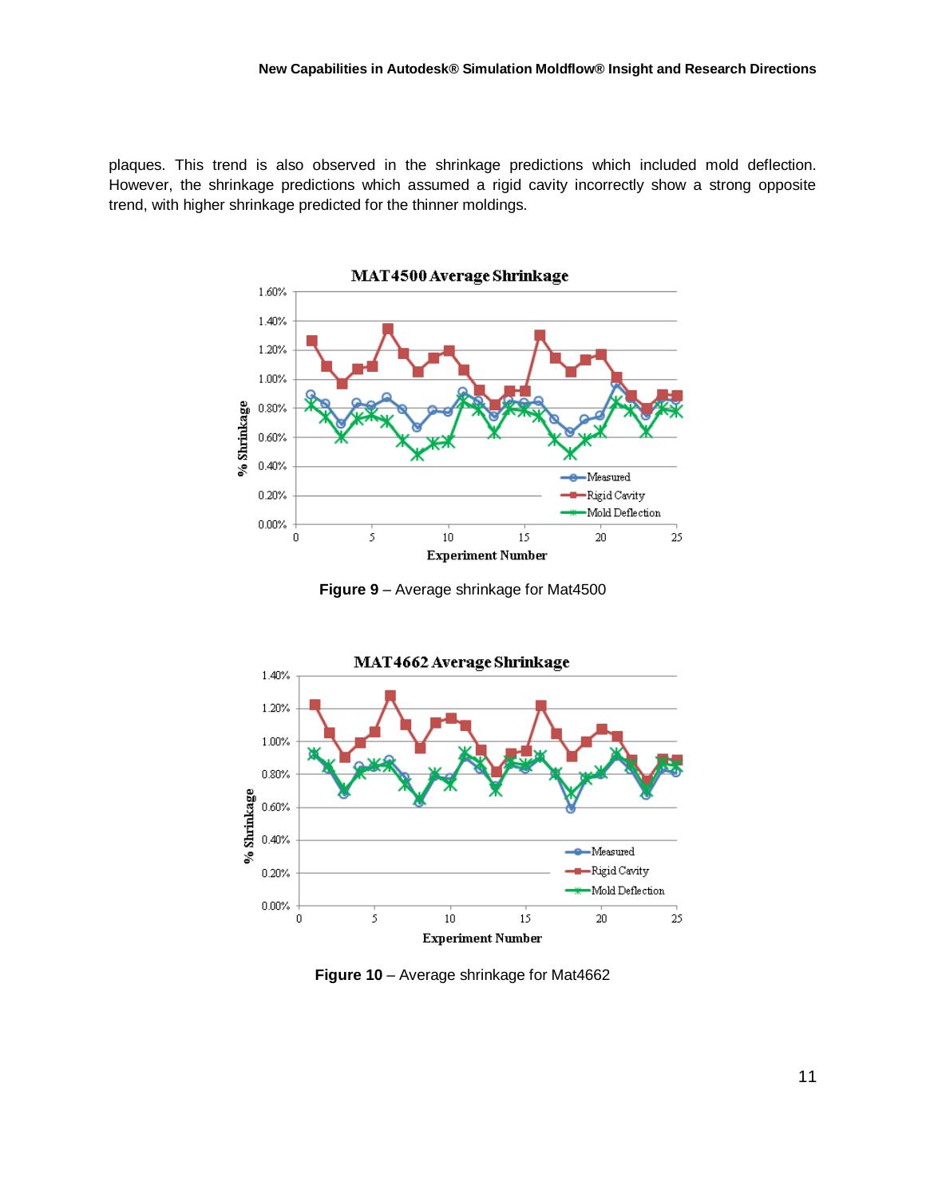plaques. This trend is also observed in the shrinkage predictions which included mold deflection. However, the shrinkage predictions which assumed a rigid cavity incorrectly show a strong opposite trend, with higher shrinkage predicted for the thinner moldings.

**Figure 9** – Average shrinkage for Mat4500

**Figure 10** – Average shrinkage for Mat4662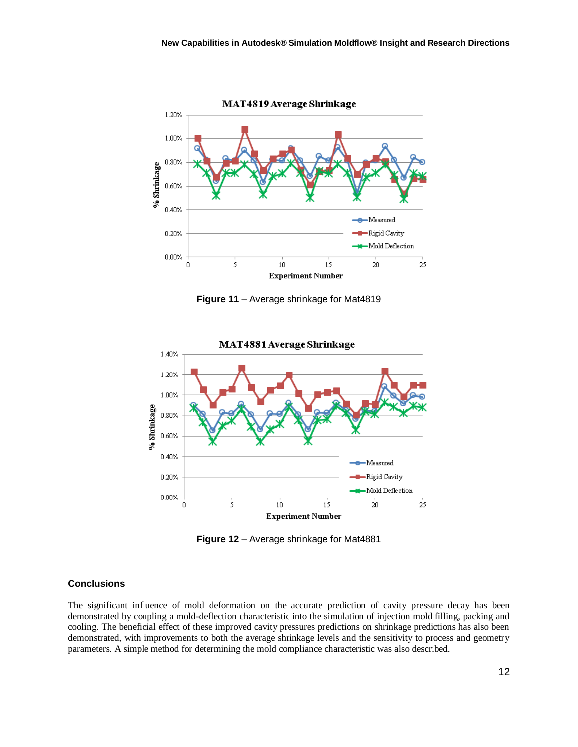**Figure 11** – Average shrinkage for Mat4819

**Figure 12** – Average shrinkage for Mat4881

### Conclusions

The significant influence of mold deformation on the accurate prediction of cavity pressure decay has been demonstrated by coupling a mold-deflection characteristic into the simulation of injection mold filling, packing and cooling. The beneficial effect of these improved cavity pressures predictions on shrinkage predictions has also been demonstrated, with improvements to both the average shrinkage levels and the sensitivity to process and geometry parameters. A simple method for determining the mold compliance characteristic was also described.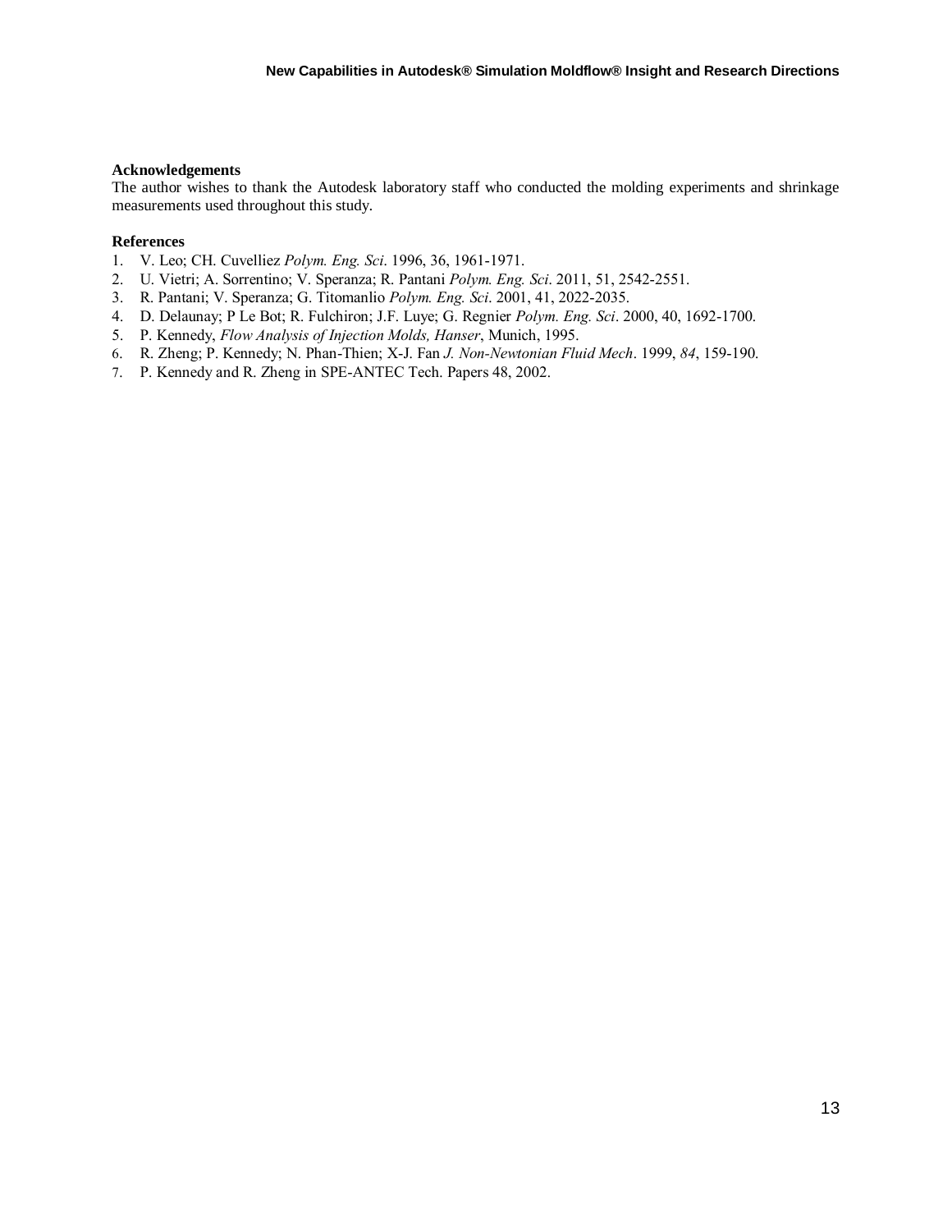**Acknowledgements**

The author wishes to thank the Autodesk laboratory staff who conducted the molding experiments and shrinkage measurements used throughout this study.

**References**

1. V. Leo; CH. Cuvelliez *Polym. Eng. Sci*. 1996, 36, 1961-1971.
2. U. Vietri; A. Sorrentino; V. Speranza; R. Pantani *Polym. Eng. Sci*. 2011, 51, 2542-2551.
3. R. Pantani; V. Speranza; G. Titomanlio *Polym. Eng. Sci*. 2001, 41, 2022-2035.
4. D. Delaunay; P Le Bot; R. Fulchiron; J.F. Luye; G. Regnier *Polym. Eng. Sci*. 2000, 40, 1692-1700.
5. P. Kennedy, *Flow Analysis of Injection Molds, Hanser*, Munich, 1995.
6. R. Zheng; P. Kennedy; N. Phan-Thien; X-J. Fan *J. Non-Newtonian Fluid Mech*. 1999, *84*, 159-190.
7. P. Kennedy and R. Zheng in SPE-ANTEC Tech. Papers 48, 2002.